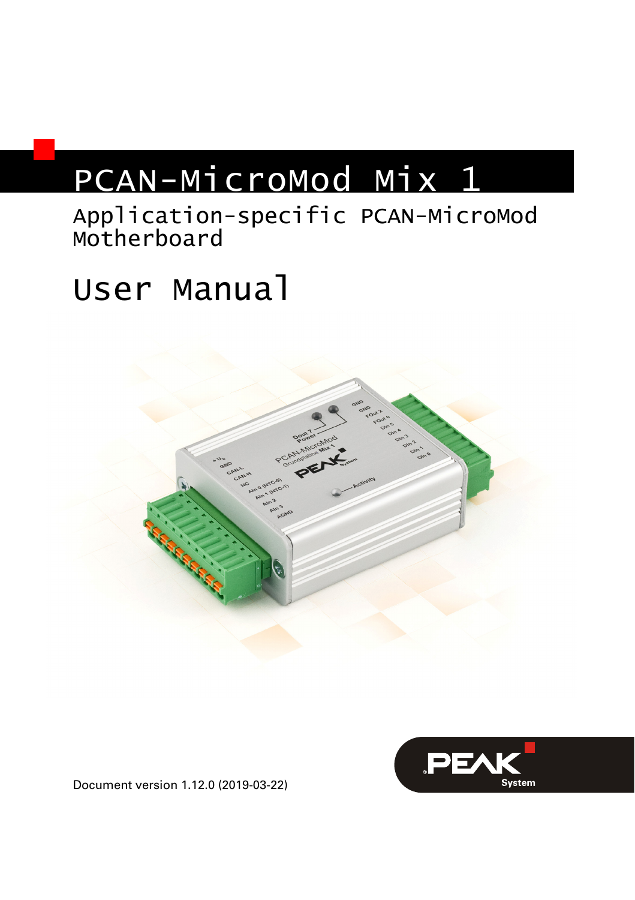# PCAN-MicroMod Mix 1

## Application-specific PCAN-MicroMod Motherboard

# User Manual

Document version 1.12.0 (2019-03-22)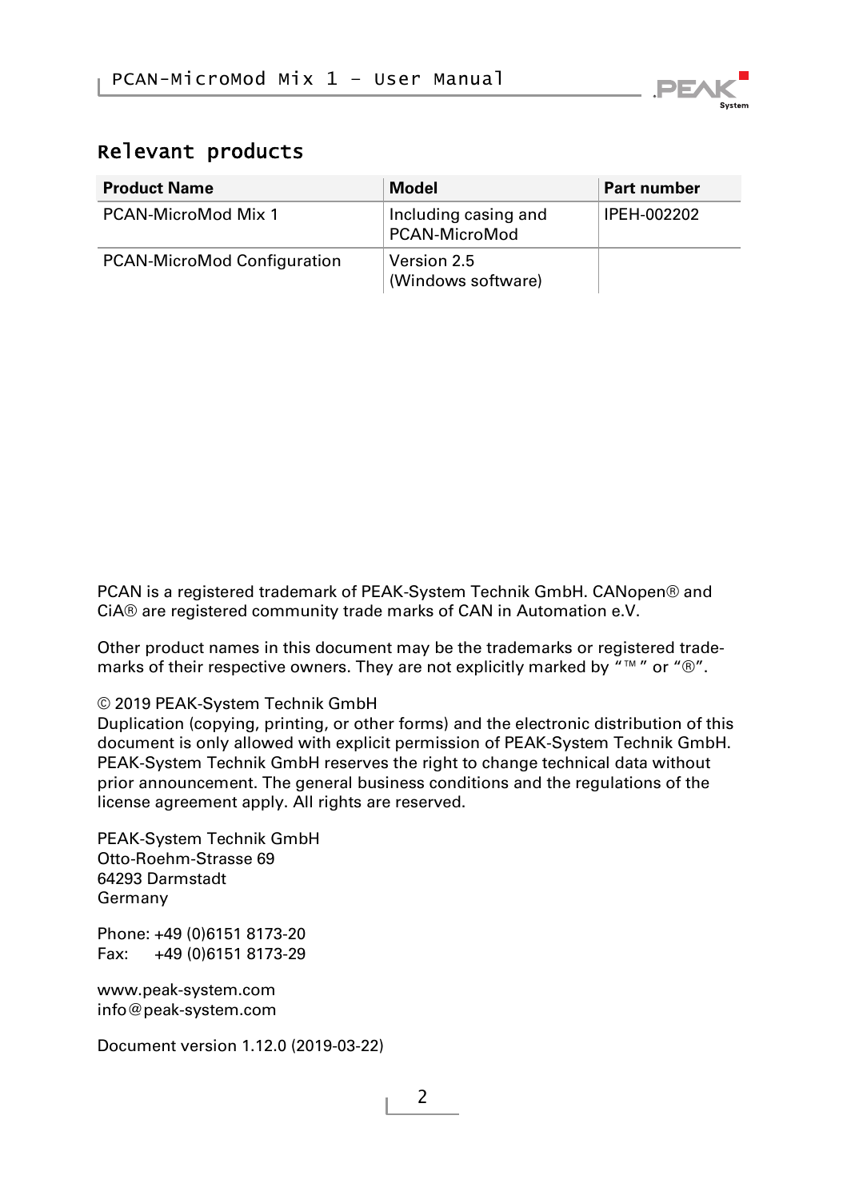## Relevant products

| Product Name | Model | Part number |
|---|---|---|
| PCAN-MicroMod Mix 1 | Including casing and PCAN-MicroMod | IPEH-002202 |
| PCAN-MicroMod Configuration | Version 2.5 (Windows software) | |

PCAN is a registered trademark of PEAK-System Technik GmbH. CANopen® and CiA® are registered community trade marks of CAN in Automation e.V.

Other product names in this document may be the trademarks or registered trademarks of their respective owners. They are not explicitly marked by "™" or "®".

© 2019 PEAK-System Technik GmbH
Duplication (copying, printing, or other forms) and the electronic distribution of this document is only allowed with explicit permission of PEAK-System Technik GmbH. PEAK-System Technik GmbH reserves the right to change technical data without prior announcement. The general business conditions and the regulations of the license agreement apply. All rights are reserved.

PEAK-System Technik GmbH
Otto-Roehm-Strasse 69
64293 Darmstadt
Germany

Phone: +49 (0)6151 8173-20
Fax: +49 (0)6151 8173-29

www.peak-system.com
info@peak-system.com

Document version 1.12.0 (2019-03-22)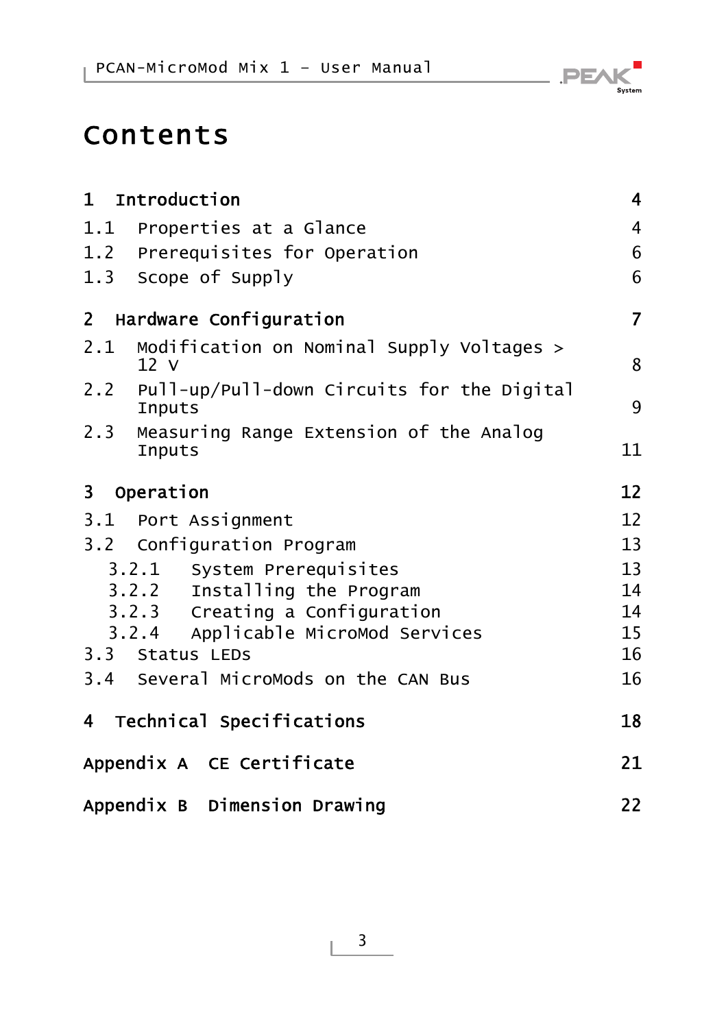# Contents

| | |
|---|---|
| **1 Introduction** | **4** |
| 1.1 Properties at a Glance | 4 |
| 1.2 Prerequisites for Operation | 6 |
| 1.3 Scope of Supply | 6 |
| **2 Hardware Configuration** | **7** |
| 2.1 Modification on Nominal Supply Voltages > 12 V | 8 |
| 2.2 Pull-up/Pull-down Circuits for the Digital Inputs | 9 |
| 2.3 Measuring Range Extension of the Analog Inputs | 11 |
| **3 Operation** | **12** |
| 3.1 Port Assignment | 12 |
| 3.2 Configuration Program | 13 |
| 3.2.1 System Prerequisites | 13 |
| 3.2.2 Installing the Program | 14 |
| 3.2.3 Creating a Configuration | 14 |
| 3.2.4 Applicable MicroMod Services | 15 |
| 3.3 Status LEDs | 16 |
| 3.4 Several MicroMods on the CAN Bus | 16 |
| **4 Technical Specifications** | **18** |
| **Appendix A CE Certificate** | **21** |
| **Appendix B Dimension Drawing** | **22** |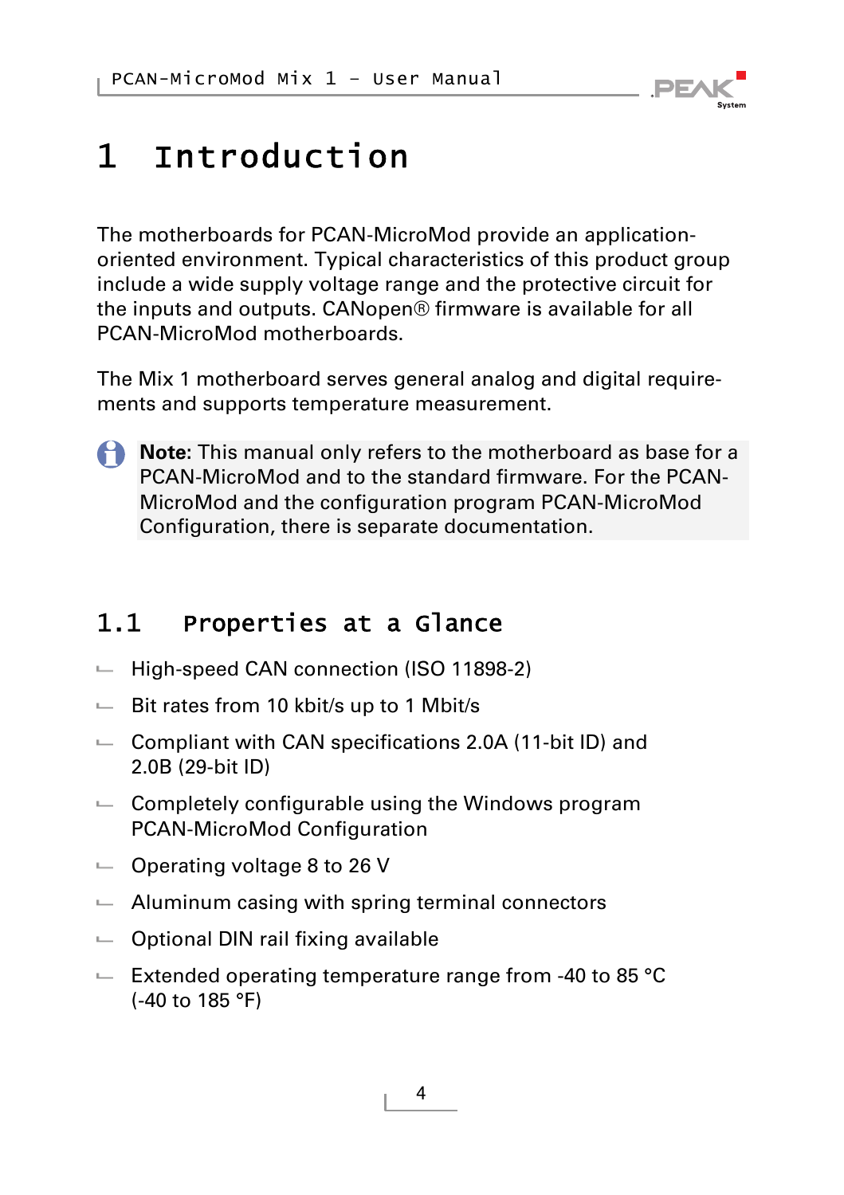# 1 Introduction

The motherboards for PCAN-MicroMod provide an application-oriented environment. Typical characteristics of this product group include a wide supply voltage range and the protective circuit for the inputs and outputs. CANopen® firmware is available for all PCAN-MicroMod motherboards.

The Mix 1 motherboard serves general analog and digital requirements and supports temperature measurement.

**Note**: This manual only refers to the motherboard as base for a PCAN-MicroMod and to the standard firmware. For the PCAN-MicroMod and the configuration program PCAN-MicroMod Configuration, there is separate documentation.

## 1.1 Properties at a Glance

- High-speed CAN connection (ISO 11898-2)
- Bit rates from 10 kbit/s up to 1 Mbit/s
- Compliant with CAN specifications 2.0A (11-bit ID) and 2.0B (29-bit ID)
- Completely configurable using the Windows program PCAN-MicroMod Configuration
- Operating voltage 8 to 26 V
- Aluminum casing with spring terminal connectors
- Optional DIN rail fixing available
- Extended operating temperature range from -40 to 85 °C (-40 to 185 °F)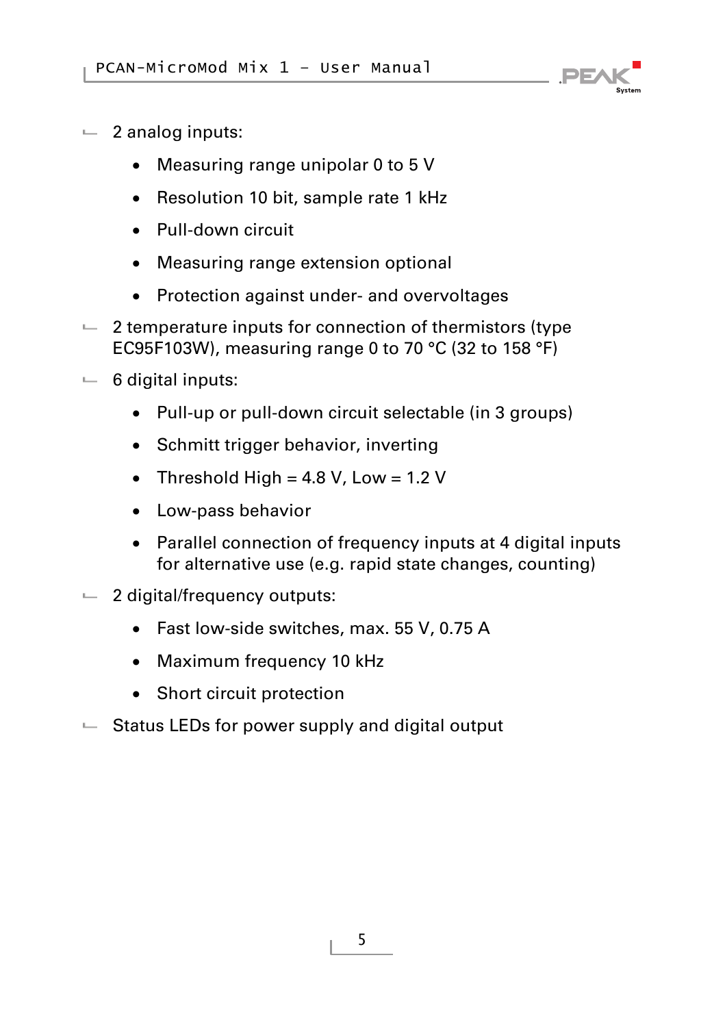- 2 analog inputs:
  - Measuring range unipolar 0 to 5 V
  - Resolution 10 bit, sample rate 1 kHz
  - Pull-down circuit
  - Measuring range extension optional
  - Protection against under- and overvoltages
- 2 temperature inputs for connection of thermistors (type EC95F103W), measuring range 0 to 70 °C (32 to 158 °F)
- 6 digital inputs:
  - Pull-up or pull-down circuit selectable (in 3 groups)
  - Schmitt trigger behavior, inverting
  - Threshold High = 4.8 V, Low = 1.2 V
  - Low-pass behavior
  - Parallel connection of frequency inputs at 4 digital inputs for alternative use (e.g. rapid state changes, counting)
- 2 digital/frequency outputs:
  - Fast low-side switches, max. 55 V, 0.75 A
  - Maximum frequency 10 kHz
  - Short circuit protection
- Status LEDs for power supply and digital output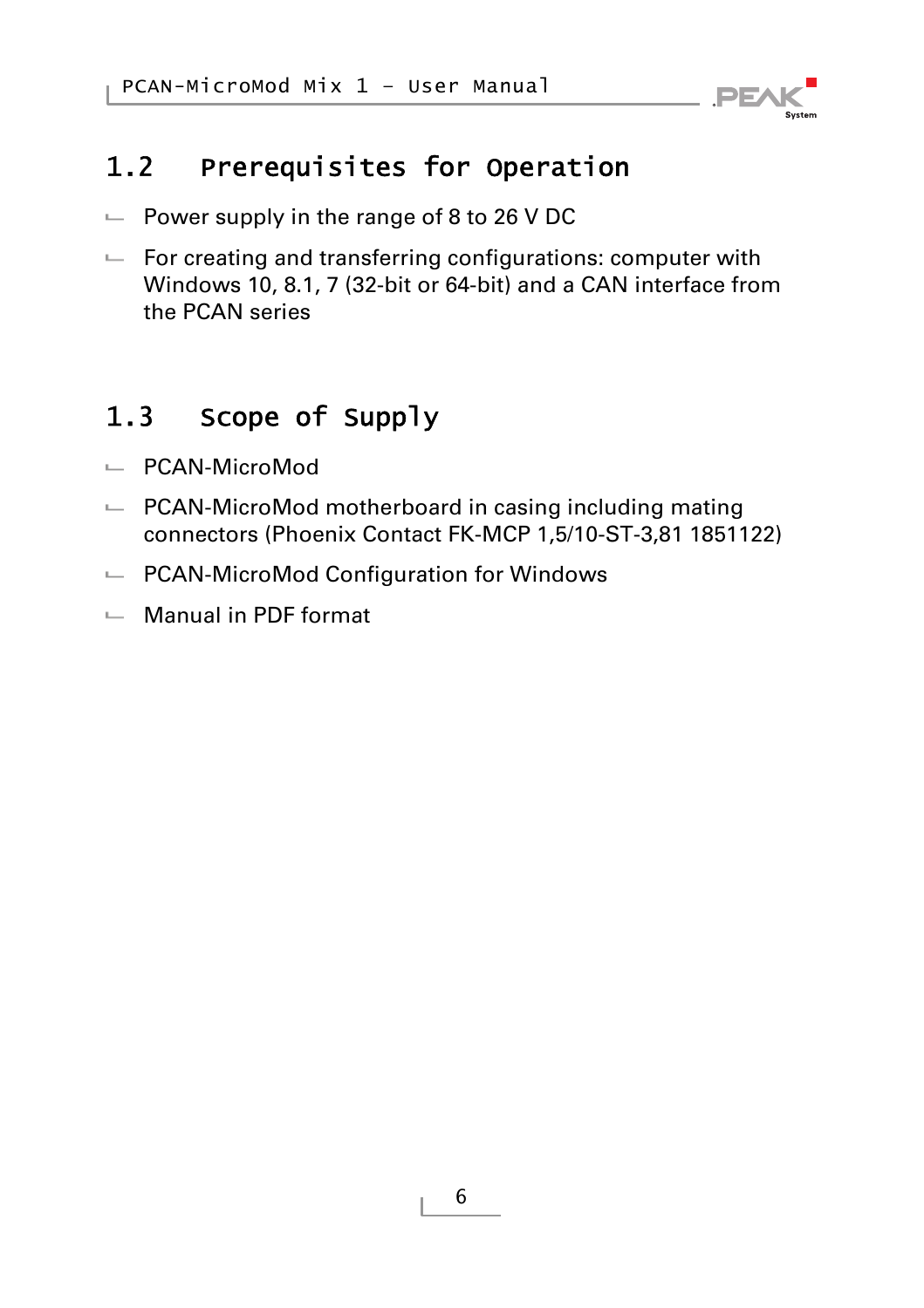## 1.2 Prerequisites for Operation

- Power supply in the range of 8 to 26 V DC
- For creating and transferring configurations: computer with Windows 10, 8.1, 7 (32-bit or 64-bit) and a CAN interface from the PCAN series

## 1.3 Scope of Supply

- PCAN-MicroMod
- PCAN-MicroMod motherboard in casing including mating connectors (Phoenix Contact FK-MCP 1,5/10-ST-3,81 1851122)
- PCAN-MicroMod Configuration for Windows
- Manual in PDF format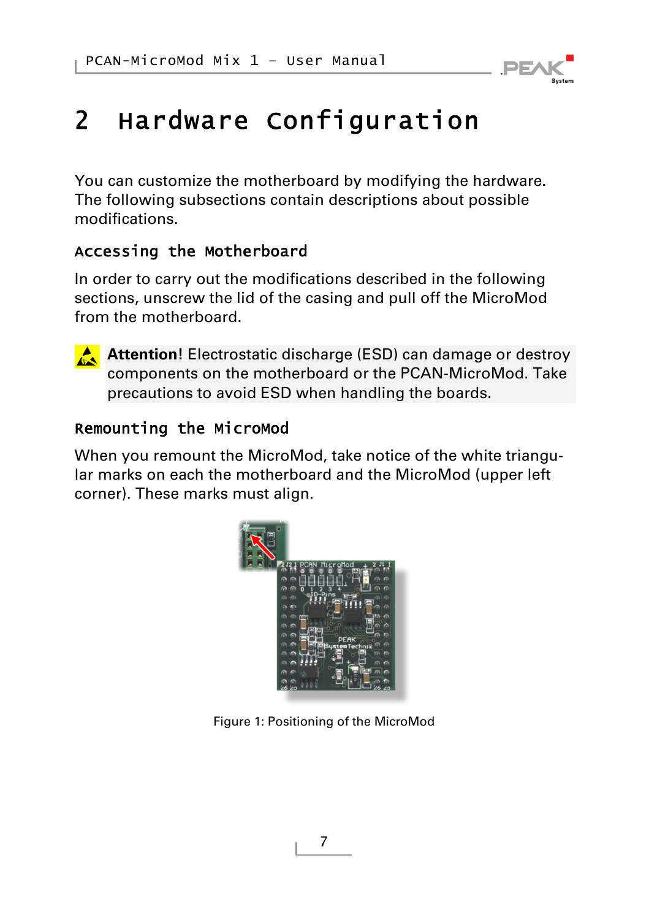# 2 Hardware Configuration

You can customize the motherboard by modifying the hardware. The following subsections contain descriptions about possible modifications.

### Accessing the Motherboard

In order to carry out the modifications described in the following sections, unscrew the lid of the casing and pull off the MicroMod from the motherboard.

**Attention!** Electrostatic discharge (ESD) can damage or destroy components on the motherboard or the PCAN-MicroMod. Take precautions to avoid ESD when handling the boards.

### Remounting the MicroMod

When you remount the MicroMod, take notice of the white triangular marks on each the motherboard and the MicroMod (upper left corner). These marks must align.

Figure 1: Positioning of the MicroMod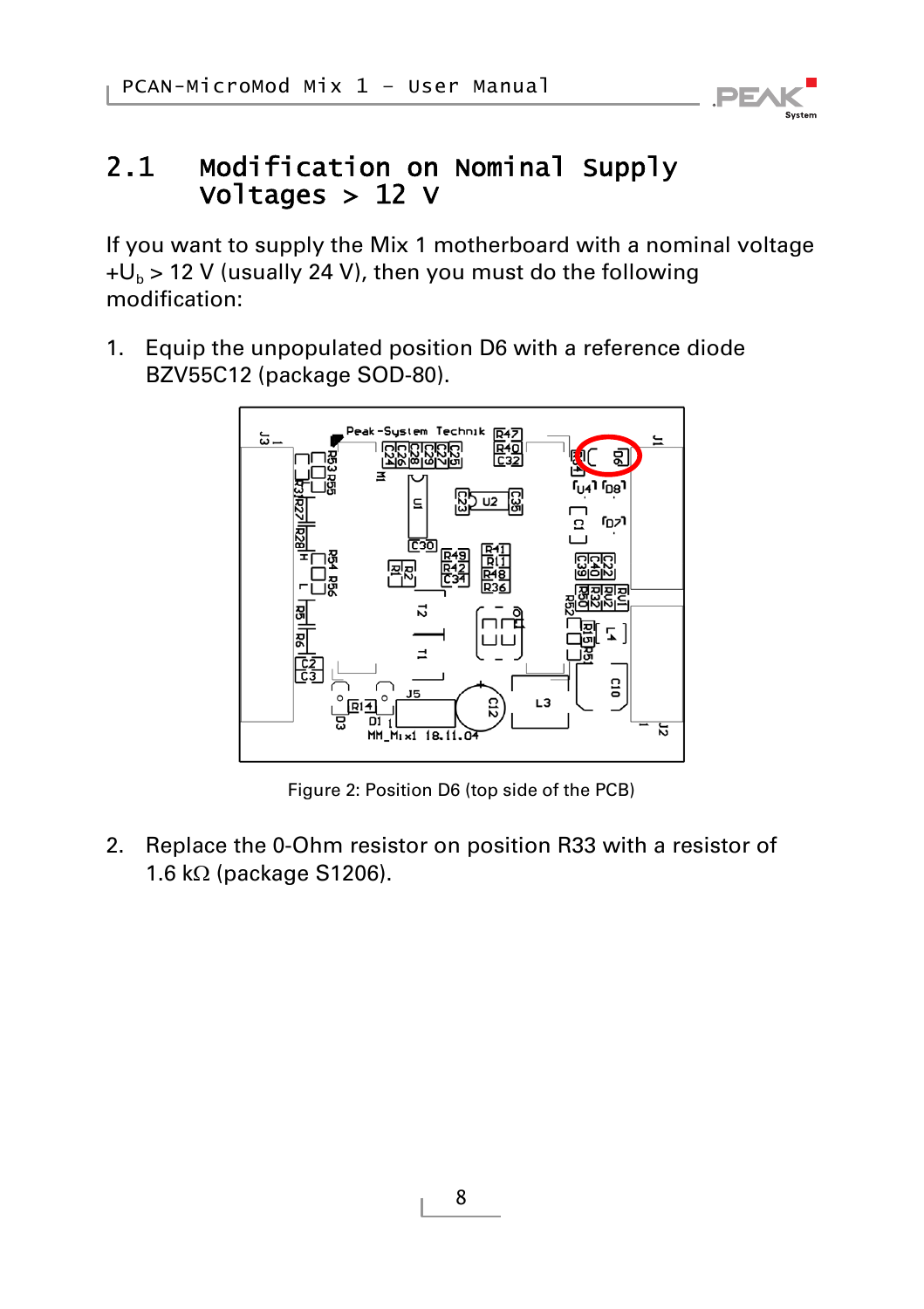## 2.1 Modification on Nominal Supply Voltages > 12 V

If you want to supply the Mix 1 motherboard with a nominal voltage $+U_b$ > 12 V (usually 24 V), then you must do the following modification:

1. Equip the unpopulated position D6 with a reference diode BZV55C12 (package SOD-80).

Figure 2: Position D6 (top side of the PCB)

2. Replace the 0-Ohm resistor on position R33 with a resistor of 1.6 kΩ (package S1206).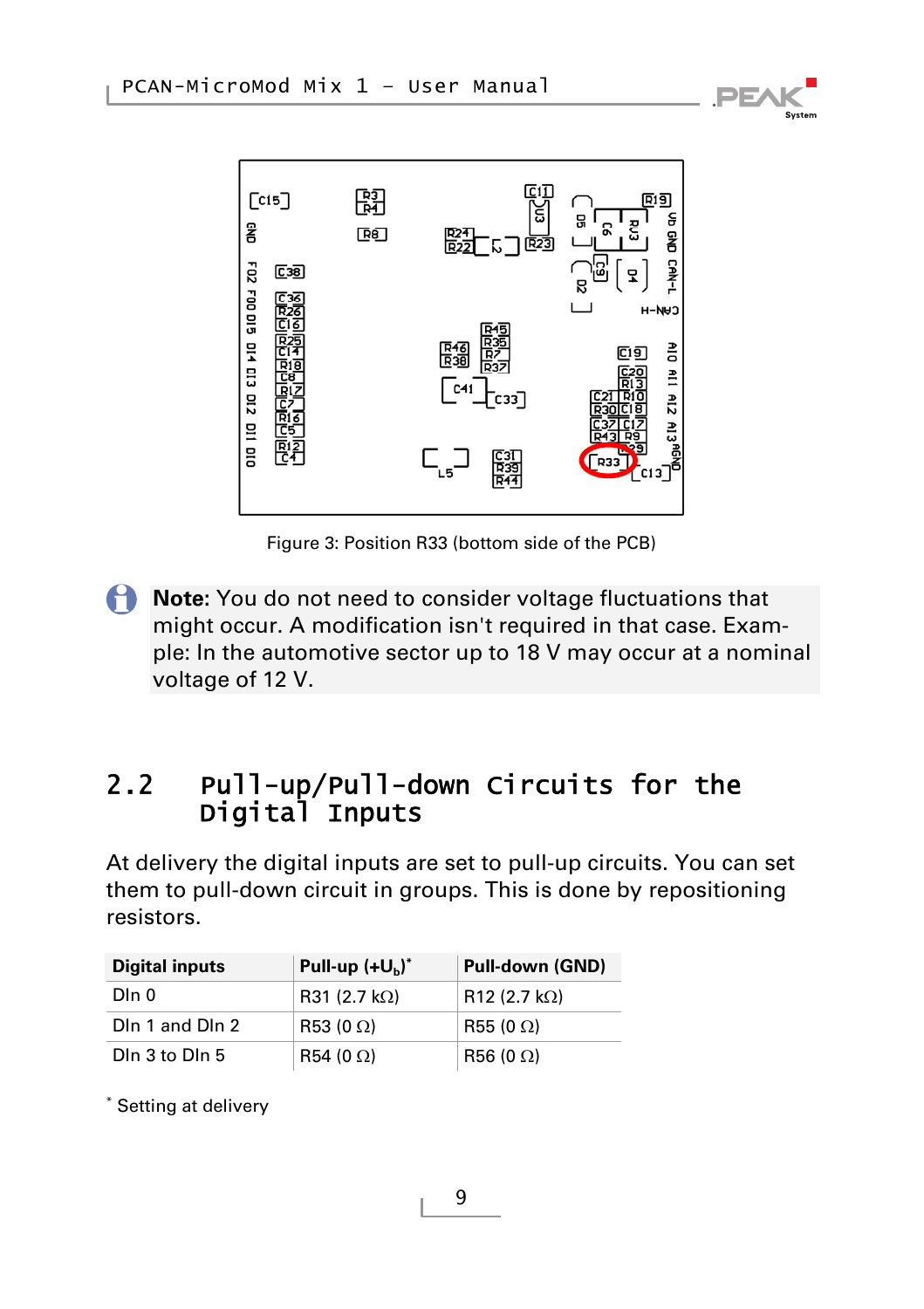Figure 3: Position R33 (bottom side of the PCB)

**Note:** You do not need to consider voltage fluctuations that might occur. A modification isn't required in that case. Example: In the automotive sector up to 18 V may occur at a nominal voltage of 12 V.

## 2.2 Pull-up/Pull-down Circuits for the Digital Inputs

At delivery the digital inputs are set to pull-up circuits. You can set them to pull-down circuit in groups. This is done by repositioning resistors.

| Digital inputs | Pull-up (+$U_b$)* | Pull-down (GND) |
| --- | --- | --- |
| DIn 0 | R31 (2.7 kΩ) | R12 (2.7 kΩ) |
| DIn 1 and DIn 2 | R53 (0 Ω) | R55 (0 Ω) |
| DIn 3 to DIn 5 | R54 (0 Ω) | R56 (0 Ω) |

* Setting at delivery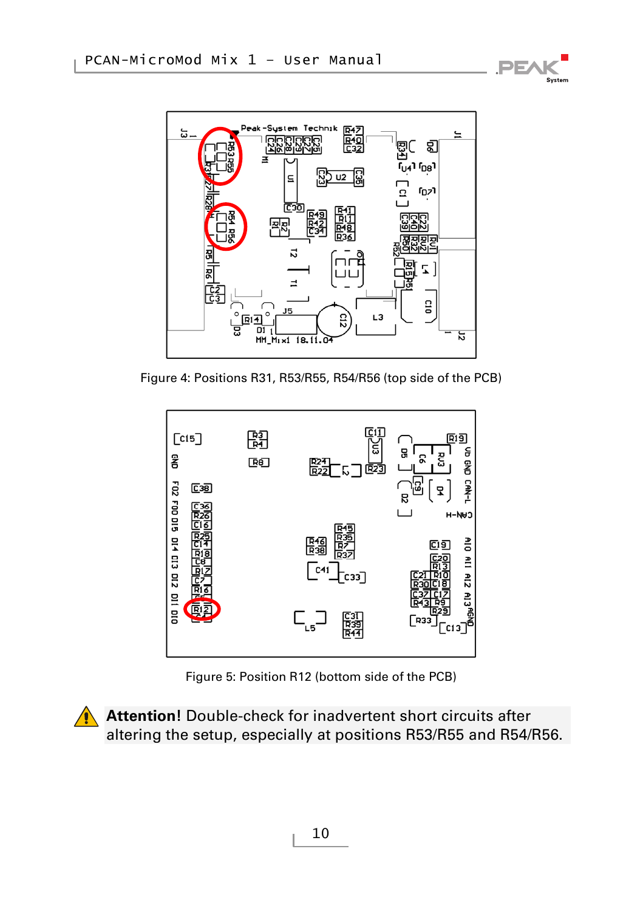Figure 4: Positions R31, R53/R55, R54/R56 (top side of the PCB)

Figure 5: Position R12 (bottom side of the PCB)

**Attention!** Double-check for inadvertent short circuits after altering the setup, especially at positions R53/R55 and R54/R56.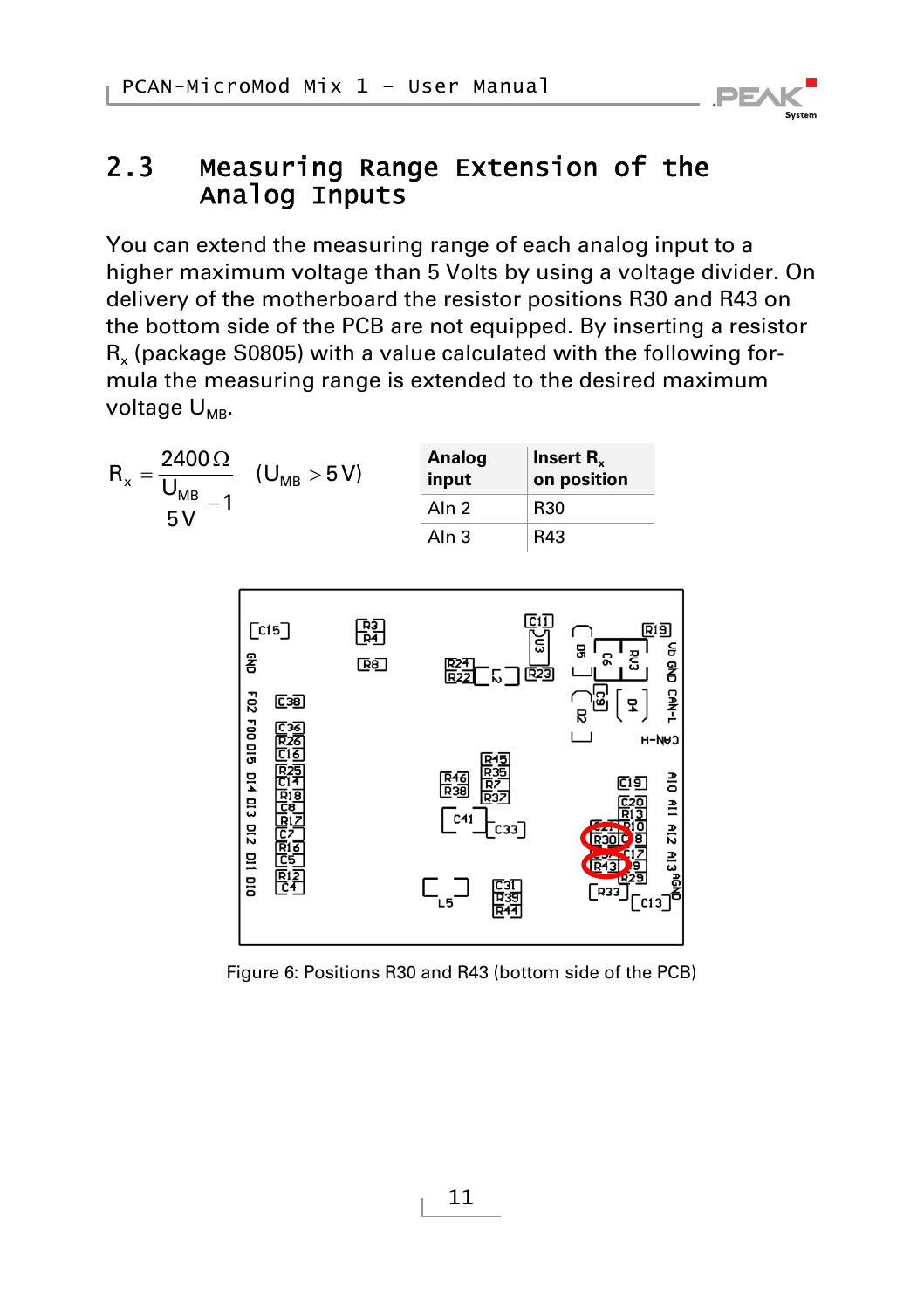## 2.3 Measuring Range Extension of the Analog Inputs

You can extend the measuring range of each analog input to a higher maximum voltage than 5 Volts by using a voltage divider. On delivery of the motherboard the resistor positions R30 and R43 on the bottom side of the PCB are not equipped. By inserting a resistor $R_x$ (package S0805) with a value calculated with the following formula the measuring range is extended to the desired maximum voltage $U_{MB}$.

$$R_x = \frac{2400\,\Omega}{\frac{U_{MB}}{5\,V} - 1} \quad (U_{MB} > 5\,V)$$

| Analog input | Insert $R_x$ on position |
|---|---|
| AIn 2 | R30 |
| AIn 3 | R43 |

Figure 6: Positions R30 and R43 (bottom side of the PCB)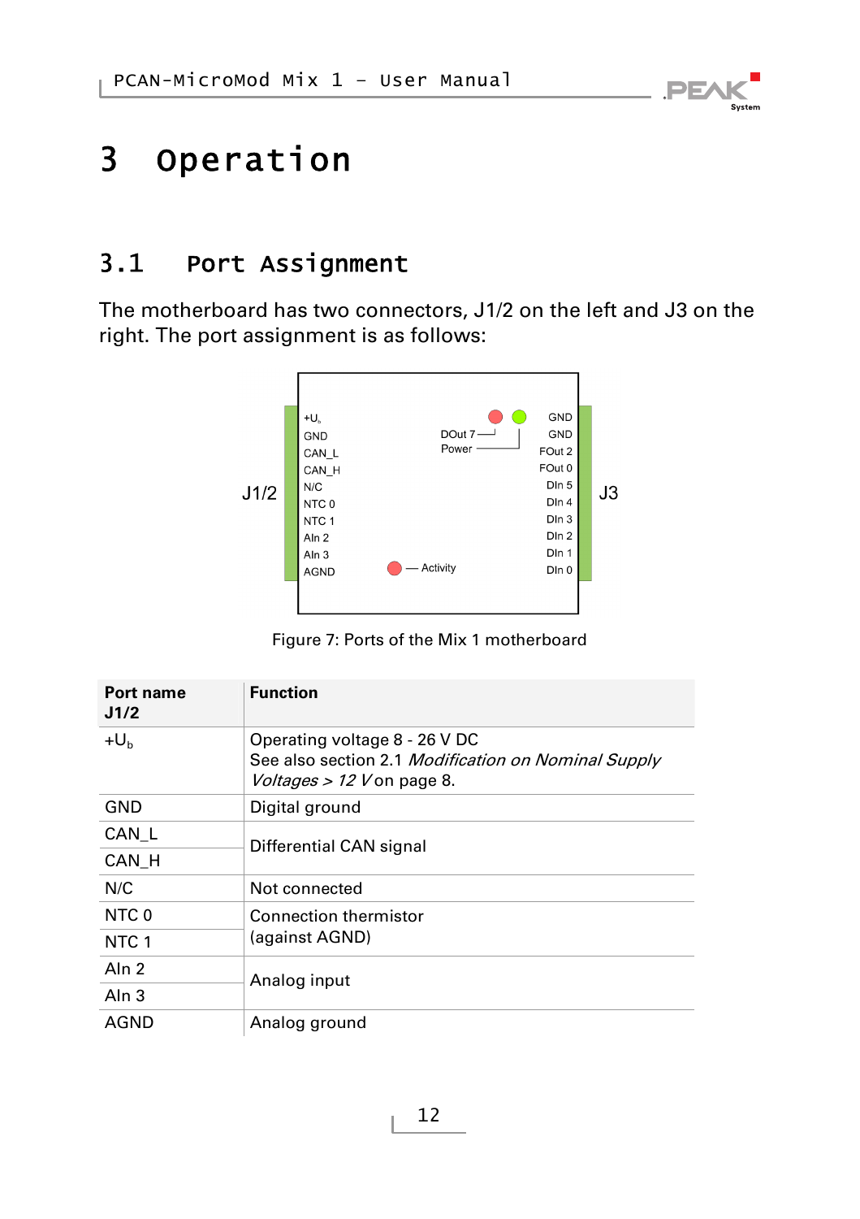# 3 Operation

## 3.1 Port Assignment

The motherboard has two connectors, J1/2 on the left and J3 on the right. The port assignment is as follows:

Figure 7: Ports of the Mix 1 motherboard

| Port name J1/2 | Function |
|---|---|
| $+U_b$ | Operating voltage 8 - 26 V DC<br>See also section 2.1 *Modification on Nominal Supply Voltages > 12 V* on page 8. |
| GND | Digital ground |
| CAN_L | Differential CAN signal |
| CAN_H | |
| N/C | Not connected |
| NTC 0 | Connection thermistor (against AGND) |
| NTC 1 | |
| AIn 2 | Analog input |
| AIn 3 | |
| AGND | Analog ground |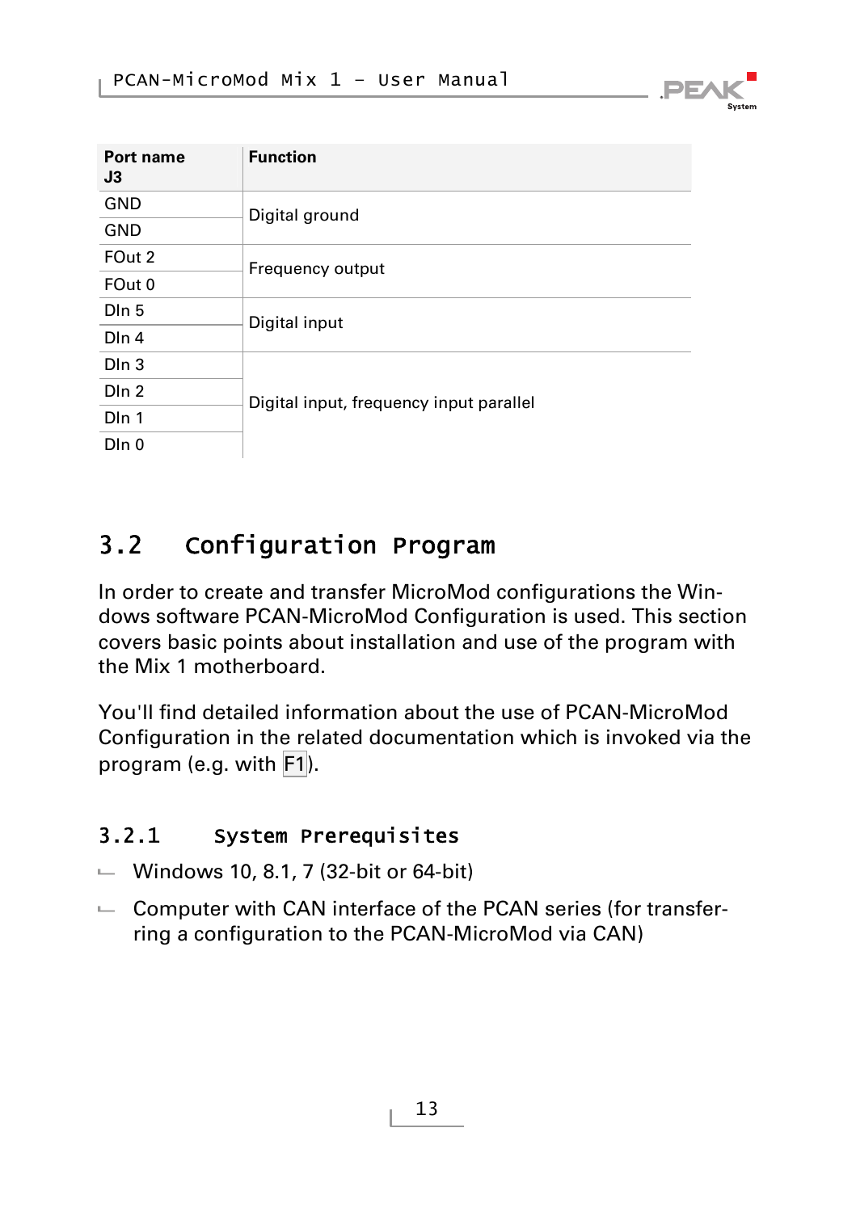| Port name J3 | Function |
| --- | --- |
| GND | Digital ground |
| GND | |
| FOut 2 | Frequency output |
| FOut 0 | |
| DIn 5 | Digital input |
| DIn 4 | |
| DIn 3 | Digital input, frequency input parallel |
| DIn 2 | |
| DIn 1 | |
| DIn 0 | |

## 3.2 Configuration Program

In order to create and transfer MicroMod configurations the Windows software PCAN-MicroMod Configuration is used. This section covers basic points about installation and use of the program with the Mix 1 motherboard.

You'll find detailed information about the use of PCAN-MicroMod Configuration in the related documentation which is invoked via the program (e.g. with F1).

### 3.2.1 System Prerequisites

- Windows 10, 8.1, 7 (32-bit or 64-bit)
- Computer with CAN interface of the PCAN series (for transferring a configuration to the PCAN-MicroMod via CAN)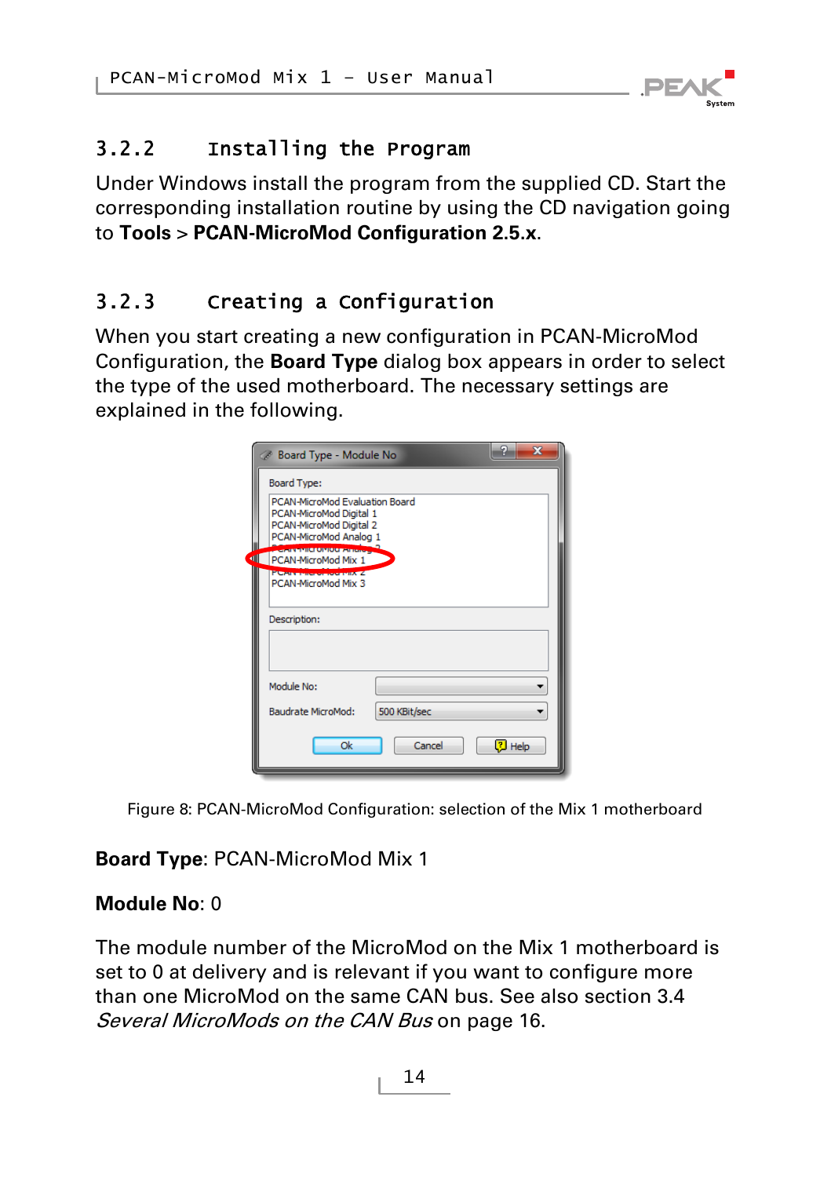### 3.2.2 Installing the Program

Under Windows install the program from the supplied CD. Start the corresponding installation routine by using the CD navigation going to **Tools** > **PCAN-MicroMod Configuration 2.5.x**.

### 3.2.3 Creating a Configuration

When you start creating a new configuration in PCAN-MicroMod Configuration, the **Board Type** dialog box appears in order to select the type of the used motherboard. The necessary settings are explained in the following.

Figure 8: PCAN-MicroMod Configuration: selection of the Mix 1 motherboard

**Board Type**: PCAN-MicroMod Mix 1

**Module No**: 0

The module number of the MicroMod on the Mix 1 motherboard is set to 0 at delivery and is relevant if you want to configure more than one MicroMod on the same CAN bus. See also section 3.4 *Several MicroMods on the CAN Bus* on page 16.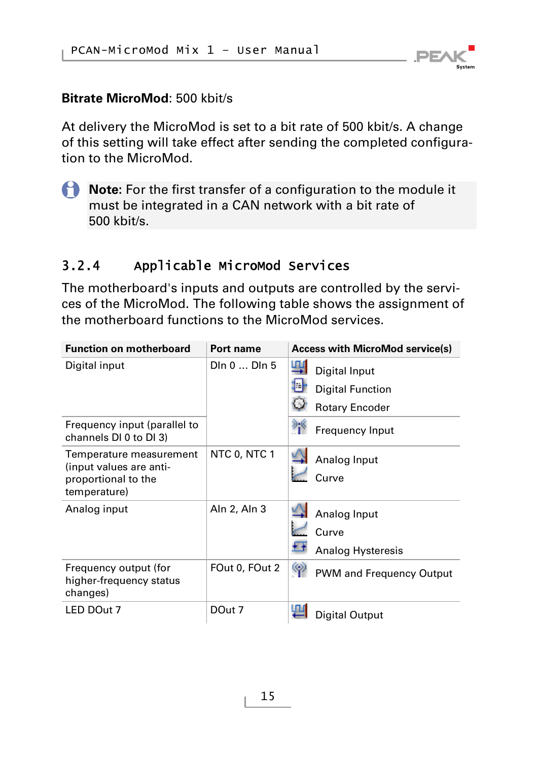**Bitrate MicroMod**: 500 kbit/s

At delivery the MicroMod is set to a bit rate of 500 kbit/s. A change of this setting will take effect after sending the completed configuration to the MicroMod.

**Note**: For the first transfer of a configuration to the module it must be integrated in a CAN network with a bit rate of 500 kbit/s.

### 3.2.4 Applicable MicroMod Services

The motherboard's inputs and outputs are controlled by the services of the MicroMod. The following table shows the assignment of the motherboard functions to the MicroMod services.

| Function on motherboard | Port name | Access with MicroMod service(s) |
|---|---|---|
| Digital input | DIn 0 ... DIn 5 | Digital Input<br>Digital Function<br>Rotary Encoder |
| Frequency input (parallel to channels DI 0 to DI 3) | | Frequency Input |
| Temperature measurement (input values are anti-proportional to the temperature) | NTC 0, NTC 1 | Analog Input<br>Curve |
| Analog input | AIn 2, AIn 3 | Analog Input<br>Curve<br>Analog Hysteresis |
| Frequency output (for higher-frequency status changes) | FOut 0, FOut 2 | PWM and Frequency Output |
| LED DOut 7 | DOut 7 | Digital Output |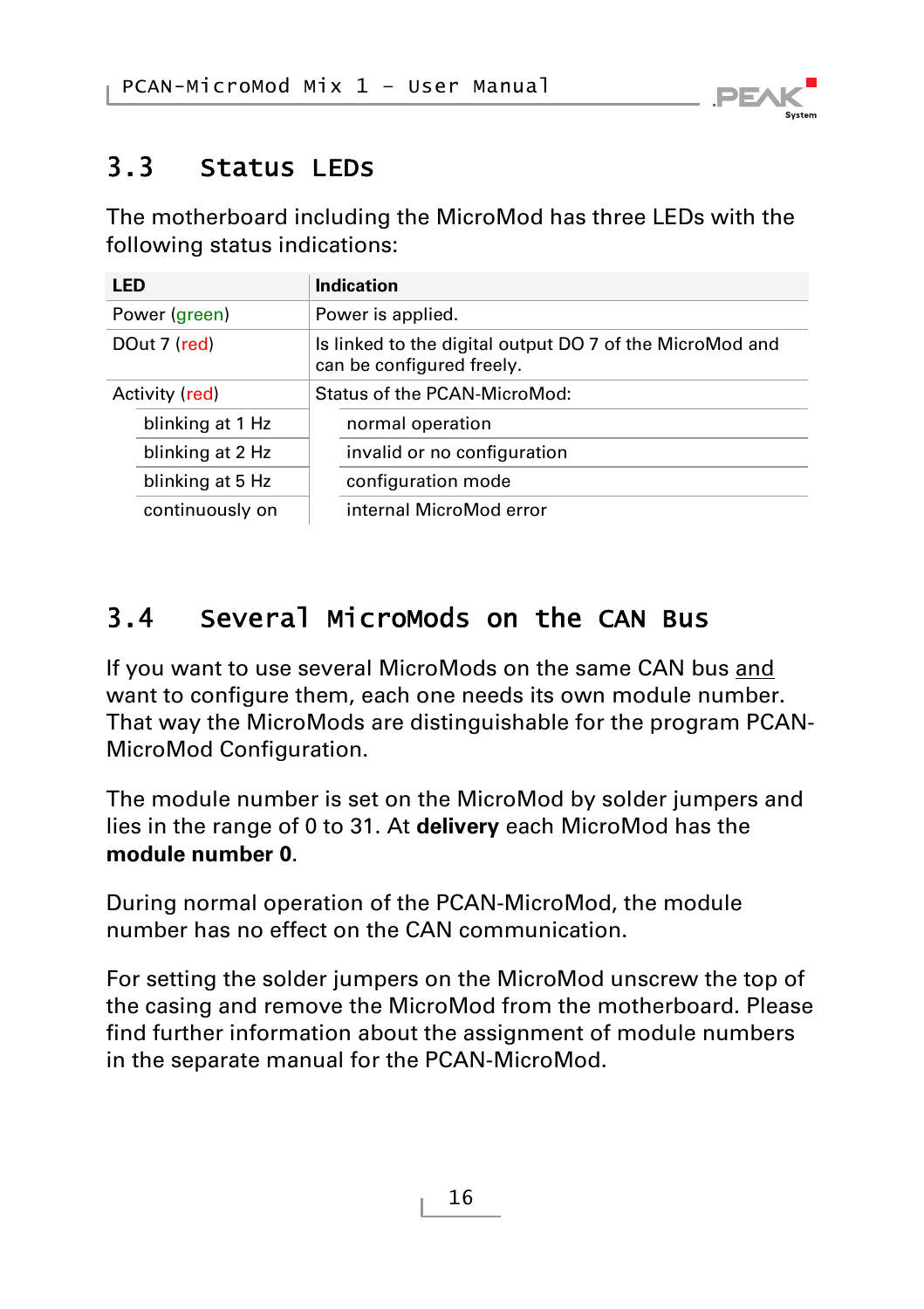## 3.3 Status LEDs

The motherboard including the MicroMod has three LEDs with the following status indications:

| LED | Indication |
|---|---|
| Power (green) | Power is applied. |
| DOut 7 (red) | Is linked to the digital output DO 7 of the MicroMod and can be configured freely. |
| Activity (red) | Status of the PCAN-MicroMod: |
| blinking at 1 Hz | normal operation |
| blinking at 2 Hz | invalid or no configuration |
| blinking at 5 Hz | configuration mode |
| continuously on | internal MicroMod error |

## 3.4 Several MicroMods on the CAN Bus

If you want to use several MicroMods on the same CAN bus <u>and</u> want to configure them, each one needs its own module number. That way the MicroMods are distinguishable for the program PCAN-MicroMod Configuration.

The module number is set on the MicroMod by solder jumpers and lies in the range of 0 to 31. At **delivery** each MicroMod has the **module number 0**.

During normal operation of the PCAN-MicroMod, the module number has no effect on the CAN communication.

For setting the solder jumpers on the MicroMod unscrew the top of the casing and remove the MicroMod from the motherboard. Please find further information about the assignment of module numbers in the separate manual for the PCAN-MicroMod.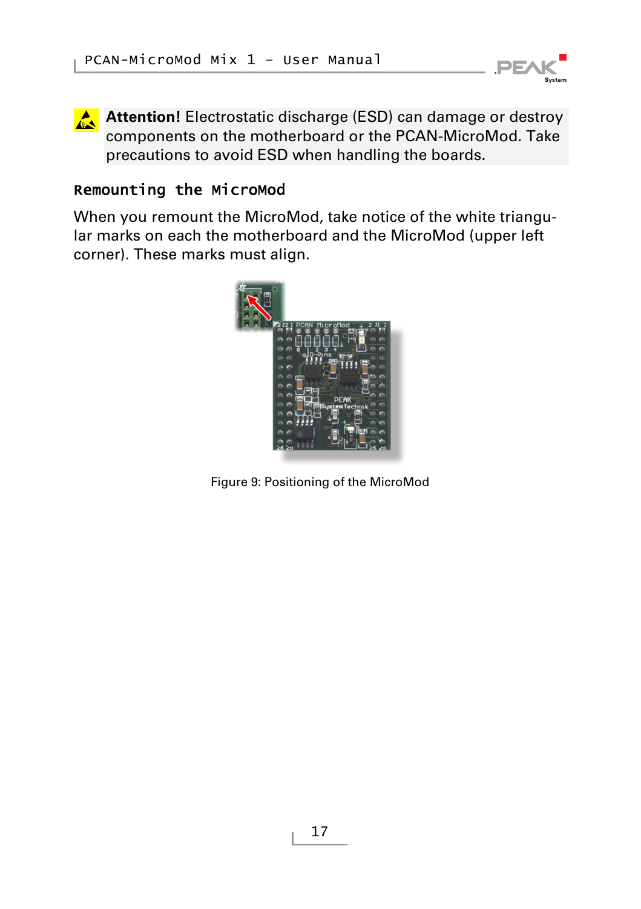**Attention!** Electrostatic discharge (ESD) can damage or destroy components on the motherboard or the PCAN-MicroMod. Take precautions to avoid ESD when handling the boards.

### Remounting the MicroMod

When you remount the MicroMod, take notice of the white triangular marks on each the motherboard and the MicroMod (upper left corner). These marks must align.

Figure 9: Positioning of the MicroMod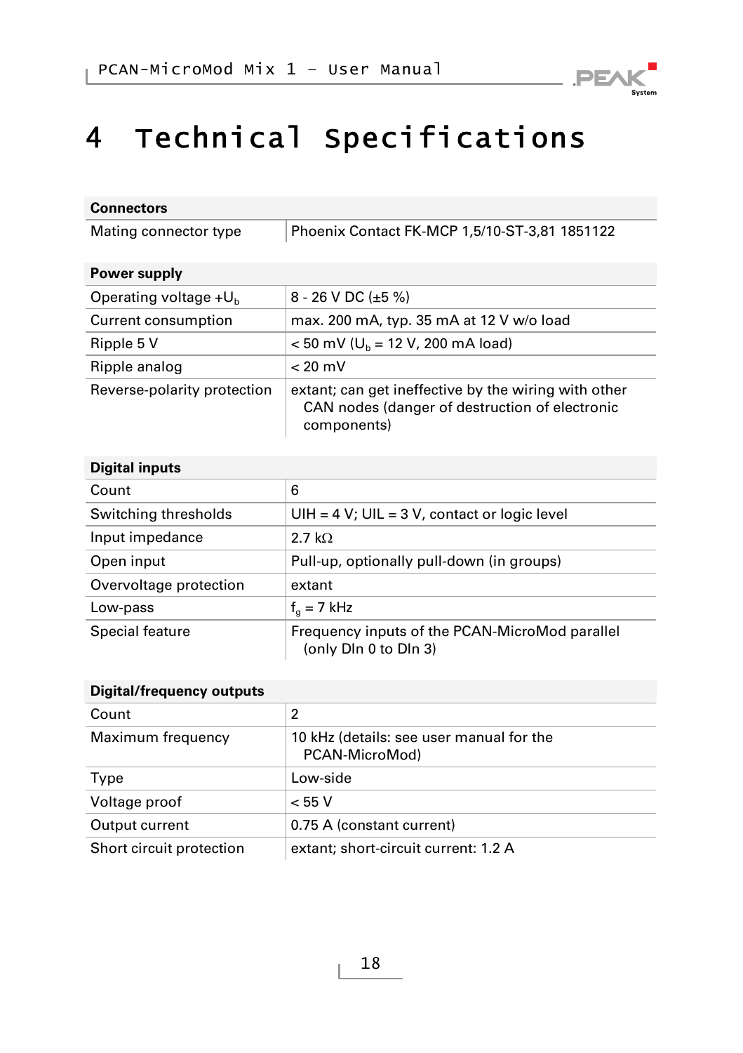# 4 Technical Specifications

| Connectors | |
|---|---|
| Mating connector type | Phoenix Contact FK-MCP 1,5/10-ST-3,81 1851122 |

| Power supply | |
|---|---|
| Operating voltage $+U_b$ | 8 - 26 V DC (±5 %) |
| Current consumption | max. 200 mA, typ. 35 mA at 12 V w/o load |
| Ripple 5 V | < 50 mV ($U_b$ = 12 V, 200 mA load) |
| Ripple analog | < 20 mV |
| Reverse-polarity protection | extant; can get ineffective by the wiring with other CAN nodes (danger of destruction of electronic components) |

| Digital inputs | |
|---|---|
| Count | 6 |
| Switching thresholds | UIH = 4 V; UIL = 3 V, contact or logic level |
| Input impedance | 2.7 kΩ |
| Open input | Pull-up, optionally pull-down (in groups) |
| Overvoltage protection | extant |
| Low-pass | $f_g$ = 7 kHz |
| Special feature | Frequency inputs of the PCAN-MicroMod parallel (only DIn 0 to DIn 3) |

| Digital/frequency outputs | |
|---|---|
| Count | 2 |
| Maximum frequency | 10 kHz (details: see user manual for the PCAN-MicroMod) |
| Type | Low-side |
| Voltage proof | < 55 V |
| Output current | 0.75 A (constant current) |
| Short circuit protection | extant; short-circuit current: 1.2 A |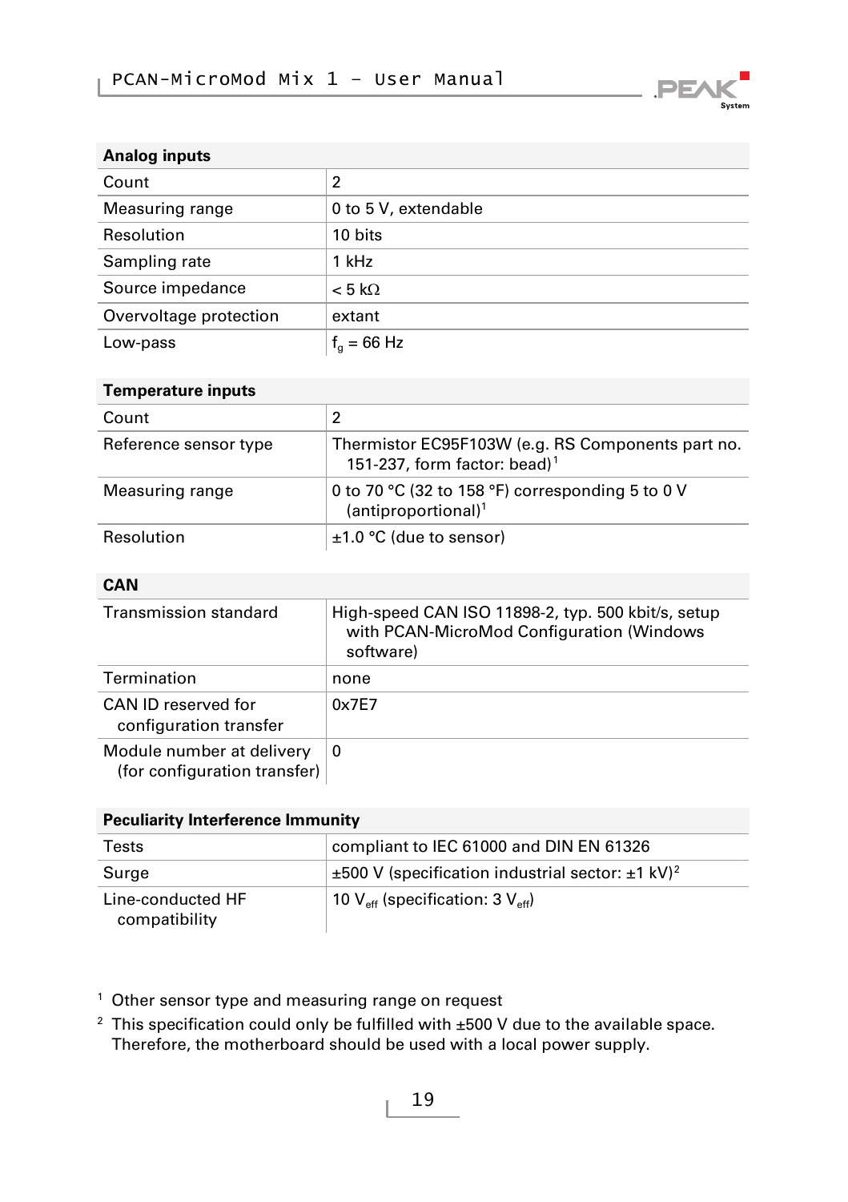| Analog inputs | |
|---|---|
| Count | 2 |
| Measuring range | 0 to 5 V, extendable |
| Resolution | 10 bits |
| Sampling rate | 1 kHz |
| Source impedance | < 5 kΩ |
| Overvoltage protection | extant |
| Low-pass | $f_g$ = 66 Hz |

| Temperature inputs | |
|---|---|
| Count | 2 |
| Reference sensor type | Thermistor EC95F103W (e.g. RS Components part no. 151-237, form factor: bead)[1] |
| Measuring range | 0 to 70 °C (32 to 158 °F) corresponding 5 to 0 V (antiproportional)[1] |
| Resolution | ±1.0 °C (due to sensor) |

| CAN | |
|---|---|
| Transmission standard | High-speed CAN ISO 11898-2, typ. 500 kbit/s, setup with PCAN-MicroMod Configuration (Windows software) |
| Termination | none |
| CAN ID reserved for configuration transfer | 0x7E7 |
| Module number at delivery (for configuration transfer) | 0 |

| Peculiarity Interference Immunity | |
|---|---|
| Tests | compliant to IEC 61000 and DIN EN 61326 |
| Surge | ±500 V (specification industrial sector: ±1 kV)[2] |
| Line-conducted HF compatibility | 10 $V_{eff}$ (specification: 3 $V_{eff}$) |

[1] Other sensor type and measuring range on request

[2] This specification could only be fulfilled with ±500 V due to the available space. Therefore, the motherboard should be used with a local power supply.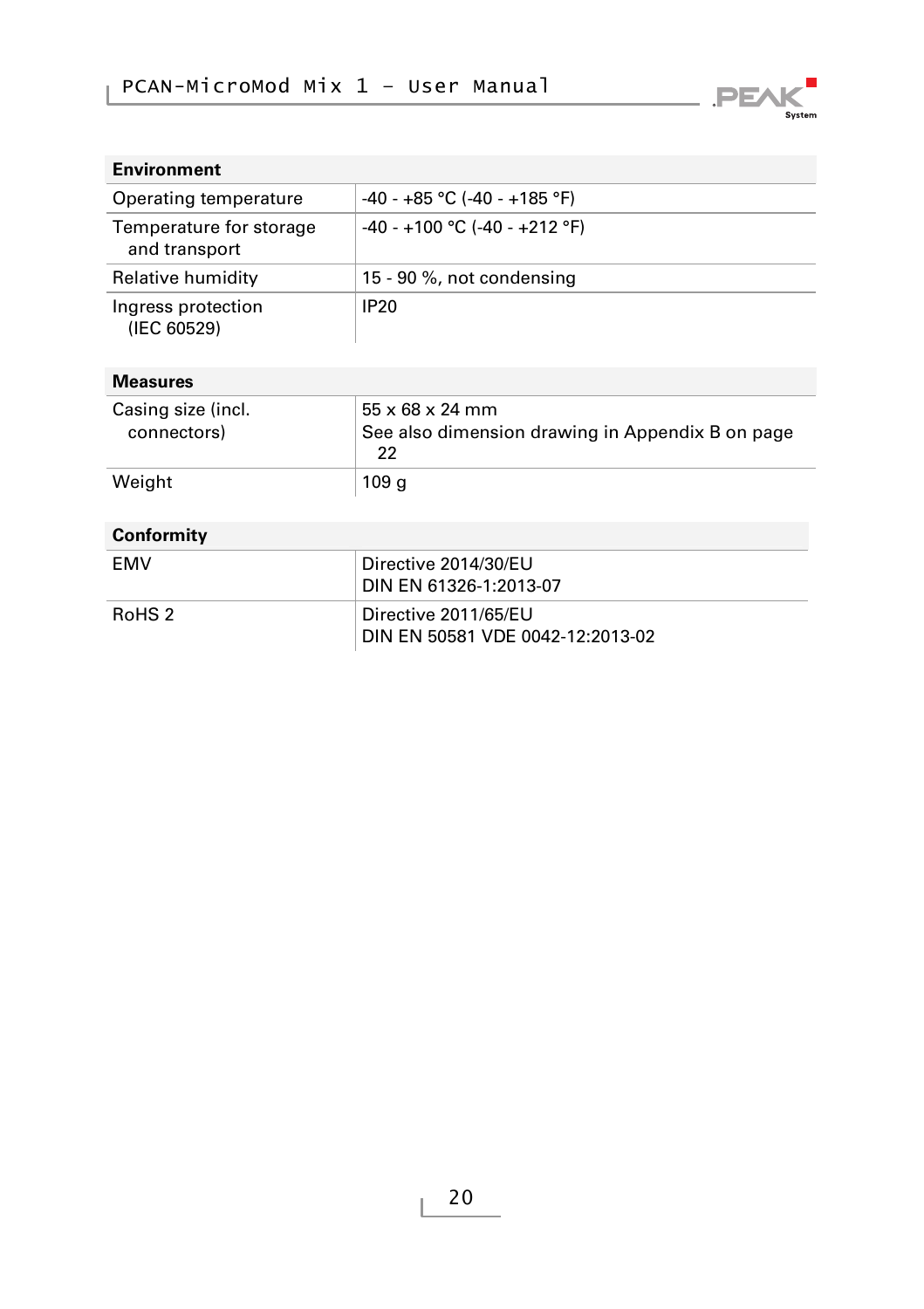| Environment | |
|---|---|
| Operating temperature | -40 - +85 °C (-40 - +185 °F) |
| Temperature for storage and transport | -40 - +100 °C (-40 - +212 °F) |
| Relative humidity | 15 - 90 %, not condensing |
| Ingress protection (IEC 60529) | IP20 |

| Measures | |
|---|---|
| Casing size (incl. connectors) | 55 x 68 x 24 mm<br>See also dimension drawing in Appendix B on page 22 |
| Weight | 109 g |

| Conformity | |
|---|---|
| EMV | Directive 2014/30/EU<br>DIN EN 61326-1:2013-07 |
| RoHS 2 | Directive 2011/65/EU<br>DIN EN 50581 VDE 0042-12:2013-02 |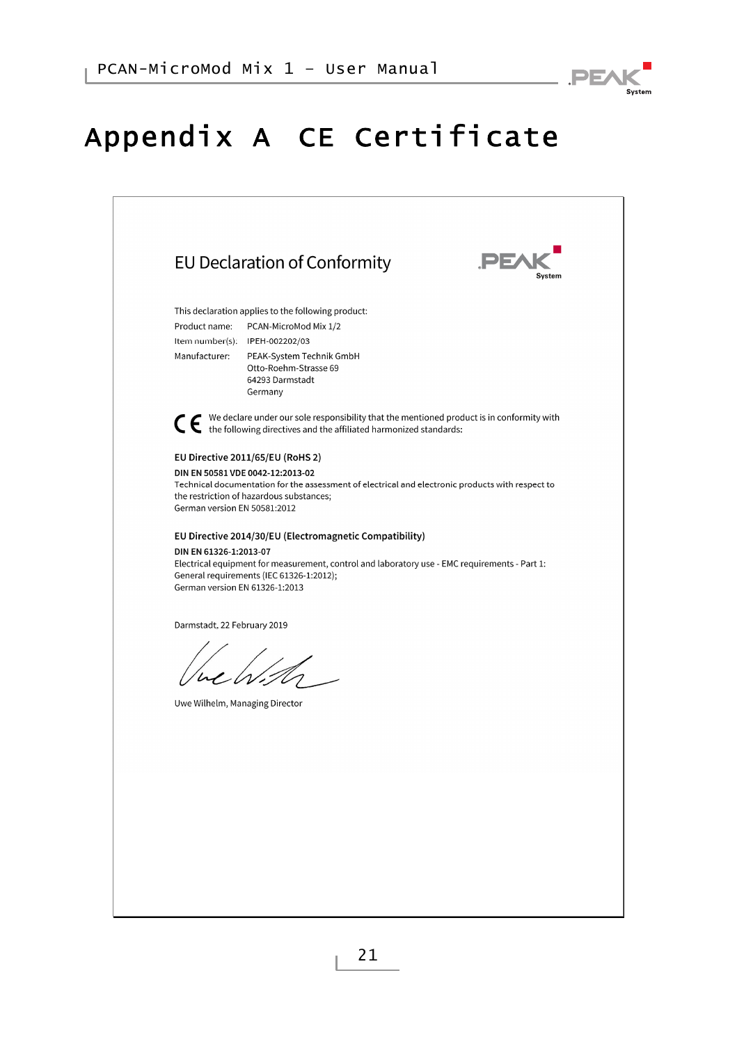# Appendix A CE Certificate

## EU Declaration of Conformity

This declaration applies to the following product:

Product name: PCAN-MicroMod Mix 1/2

Item number(s): IPEH-002202/03

Manufacturer: PEAK-System Technik GmbH
Otto-Roehm-Strasse 69
64293 Darmstadt
Germany

CE We declare under our sole responsibility that the mentioned product is in conformity with the following directives and the affiliated harmonized standards:

**EU Directive 2011/65/EU (RoHS 2)**

**DIN EN 50581 VDE 0042-12:2013-02**
Technical documentation for the assessment of electrical and electronic products with respect to the restriction of hazardous substances;
German version EN 50581:2012

**EU Directive 2014/30/EU (Electromagnetic Compatibility)**

**DIN EN 61326-1:2013-07**
Electrical equipment for measurement, control and laboratory use - EMC requirements - Part 1: General requirements (IEC 61326-1:2012);
German version EN 61326-1:2013

Darmstadt, 22 February 2019

Uwe Wilhelm, Managing Director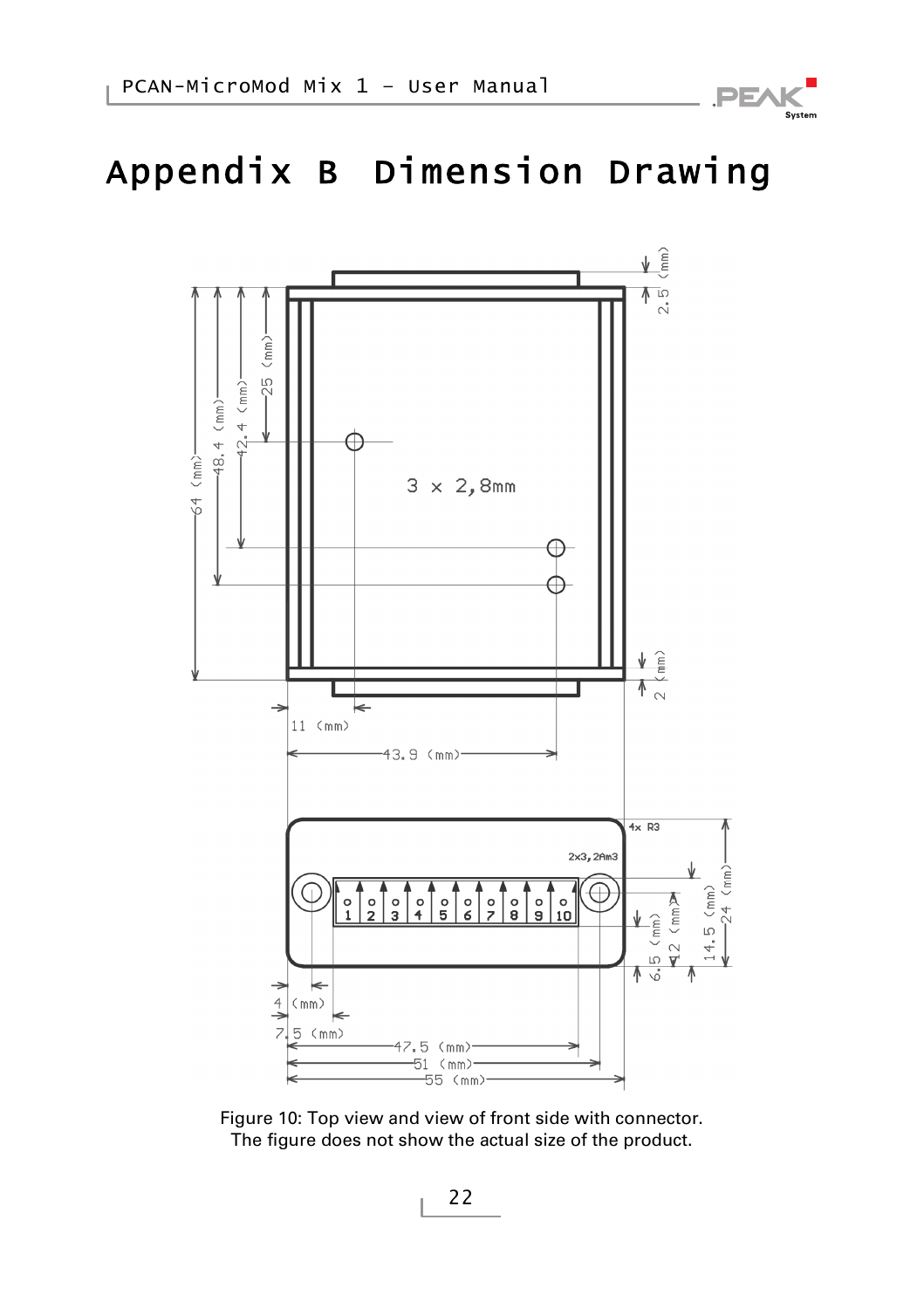# Appendix B Dimension Drawing

64 (mm)
48.4 (mm)
42.4 (mm)
25 (mm)
2.5 (mm)
3 x 2,8mm
2 (mm)
11 (mm)
43.9 (mm)

4x R3
2x3,2Am3
1 2 3 4 5 6 7 8 9 10
6.5 (mm)
12 (mm)
14.5 (mm)
24 (mm)
4 (mm)
7.5 (mm)
47.5 (mm)
51 (mm)
55 (mm)

Figure 10: Top view and view of front side with connector.
The figure does not show the actual size of the product.